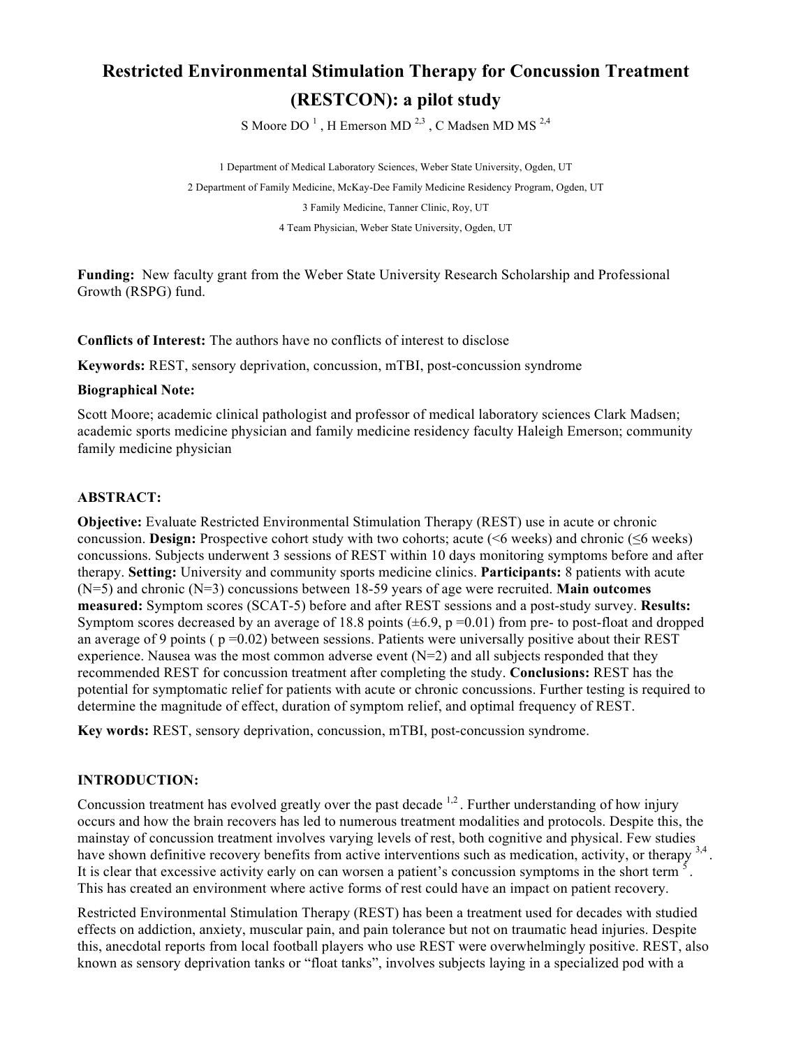# Restricted Environmental Stimulation Therapy for Concussion Treatment (RESTCON): a pilot study

S Moore DO [1] , H Emerson MD [2,3] , C Madsen MD MS [2,4]

1 Department of Medical Laboratory Sciences, Weber State University, Ogden, UT

2 Department of Family Medicine, McKay-Dee Family Medicine Residency Program, Ogden, UT

3 Family Medicine, Tanner Clinic, Roy, UT

4 Team Physician, Weber State University, Ogden, UT

**Funding:** New faculty grant from the Weber State University Research Scholarship and Professional Growth (RSPG) fund.

**Conflicts of Interest:** The authors have no conflicts of interest to disclose

**Keywords:** REST, sensory deprivation, concussion, mTBI, post-concussion syndrome

**Biographical Note:**

Scott Moore; academic clinical pathologist and professor of medical laboratory sciences Clark Madsen; academic sports medicine physician and family medicine residency faculty Haleigh Emerson; community family medicine physician

## ABSTRACT:

**Objective:** Evaluate Restricted Environmental Stimulation Therapy (REST) use in acute or chronic concussion. **Design:** Prospective cohort study with two cohorts; acute (<6 weeks) and chronic (≤6 weeks) concussions. Subjects underwent 3 sessions of REST within 10 days monitoring symptoms before and after therapy. **Setting:** University and community sports medicine clinics. **Participants:** 8 patients with acute (N=5) and chronic (N=3) concussions between 18-59 years of age were recruited. **Main outcomes measured:** Symptom scores (SCAT-5) before and after REST sessions and a post-study survey. **Results:** Symptom scores decreased by an average of 18.8 points (±6.9, $p = 0.01$) from pre- to post-float and dropped an average of 9 points ( $p = 0.02$) between sessions. Patients were universally positive about their REST experience. Nausea was the most common adverse event (N=2) and all subjects responded that they recommended REST for concussion treatment after completing the study. **Conclusions:** REST has the potential for symptomatic relief for patients with acute or chronic concussions. Further testing is required to determine the magnitude of effect, duration of symptom relief, and optimal frequency of REST.

**Key words:** REST, sensory deprivation, concussion, mTBI, post-concussion syndrome.

## INTRODUCTION:

Concussion treatment has evolved greatly over the past decade [1,2]. Further understanding of how injury occurs and how the brain recovers has led to numerous treatment modalities and protocols. Despite this, the mainstay of concussion treatment involves varying levels of rest, both cognitive and physical. Few studies have shown definitive recovery benefits from active interventions such as medication, activity, or therapy [3,4]. It is clear that excessive activity early on can worsen a patient's concussion symptoms in the short term [5]. This has created an environment where active forms of rest could have an impact on patient recovery.

Restricted Environmental Stimulation Therapy (REST) has been a treatment used for decades with studied effects on addiction, anxiety, muscular pain, and pain tolerance but not on traumatic head injuries. Despite this, anecdotal reports from local football players who use REST were overwhelmingly positive. REST, also known as sensory deprivation tanks or "float tanks", involves subjects laying in a specialized pod with a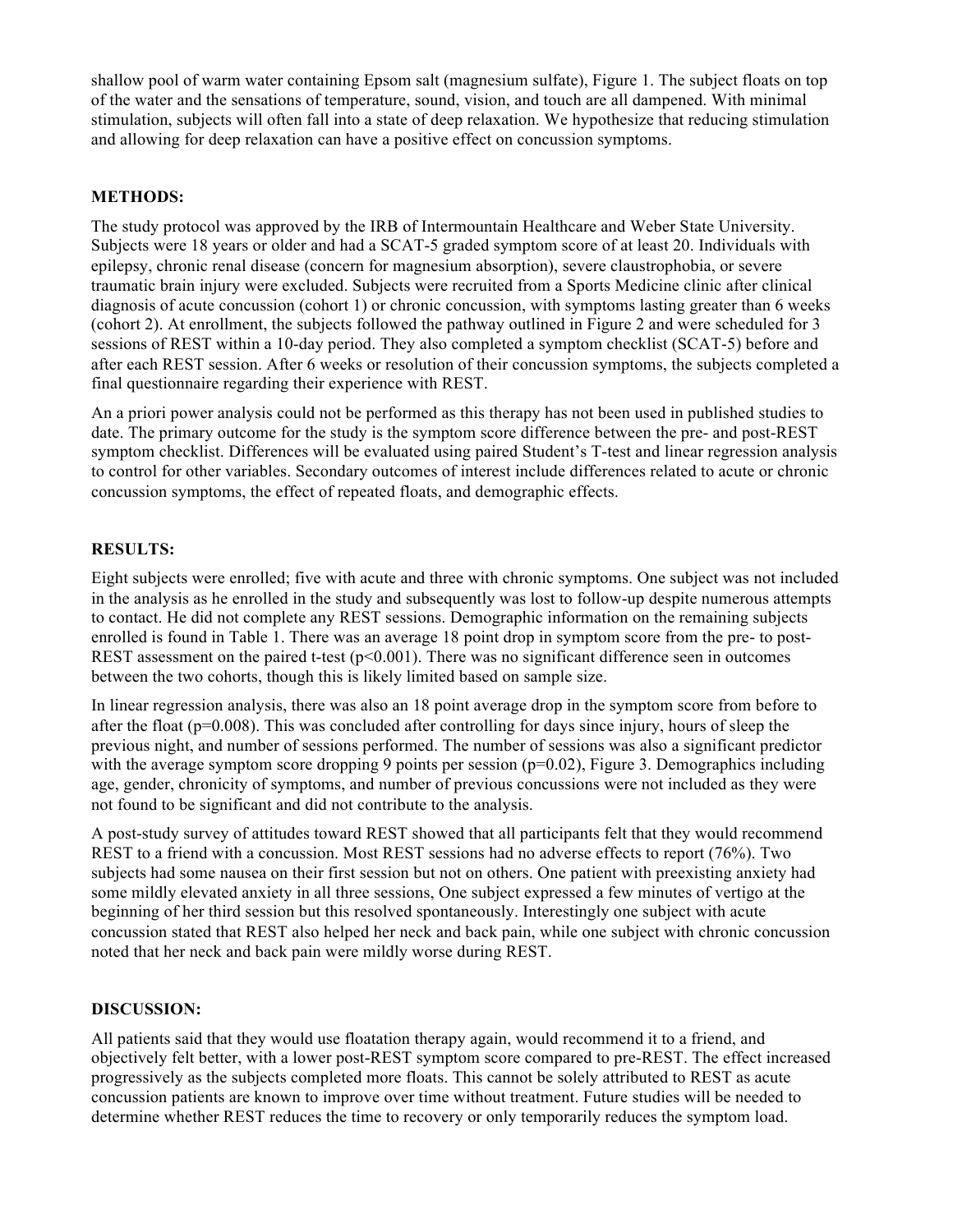shallow pool of warm water containing Epsom salt (magnesium sulfate), Figure 1. The subject floats on top of the water and the sensations of temperature, sound, vision, and touch are all dampened. With minimal stimulation, subjects will often fall into a state of deep relaxation. We hypothesize that reducing stimulation and allowing for deep relaxation can have a positive effect on concussion symptoms.

## METHODS:

The study protocol was approved by the IRB of Intermountain Healthcare and Weber State University. Subjects were 18 years or older and had a SCAT-5 graded symptom score of at least 20. Individuals with epilepsy, chronic renal disease (concern for magnesium absorption), severe claustrophobia, or severe traumatic brain injury were excluded. Subjects were recruited from a Sports Medicine clinic after clinical diagnosis of acute concussion (cohort 1) or chronic concussion, with symptoms lasting greater than 6 weeks (cohort 2). At enrollment, the subjects followed the pathway outlined in Figure 2 and were scheduled for 3 sessions of REST within a 10-day period. They also completed a symptom checklist (SCAT-5) before and after each REST session. After 6 weeks or resolution of their concussion symptoms, the subjects completed a final questionnaire regarding their experience with REST.

An a priori power analysis could not be performed as this therapy has not been used in published studies to date. The primary outcome for the study is the symptom score difference between the pre- and post-REST symptom checklist. Differences will be evaluated using paired Student's T-test and linear regression analysis to control for other variables. Secondary outcomes of interest include differences related to acute or chronic concussion symptoms, the effect of repeated floats, and demographic effects.

## RESULTS:

Eight subjects were enrolled; five with acute and three with chronic symptoms. One subject was not included in the analysis as he enrolled in the study and subsequently was lost to follow-up despite numerous attempts to contact. He did not complete any REST sessions. Demographic information on the remaining subjects enrolled is found in Table 1. There was an average 18 point drop in symptom score from the pre- to post-REST assessment on the paired t-test ($p<0.001$). There was no significant difference seen in outcomes between the two cohorts, though this is likely limited based on sample size.

In linear regression analysis, there was also an 18 point average drop in the symptom score from before to after the float ($p=0.008$). This was concluded after controlling for days since injury, hours of sleep the previous night, and number of sessions performed. The number of sessions was also a significant predictor with the average symptom score dropping 9 points per session ($p=0.02$), Figure 3. Demographics including age, gender, chronicity of symptoms, and number of previous concussions were not included as they were not found to be significant and did not contribute to the analysis.

A post-study survey of attitudes toward REST showed that all participants felt that they would recommend REST to a friend with a concussion. Most REST sessions had no adverse effects to report (76%). Two subjects had some nausea on their first session but not on others. One patient with preexisting anxiety had some mildly elevated anxiety in all three sessions, One subject expressed a few minutes of vertigo at the beginning of her third session but this resolved spontaneously. Interestingly one subject with acute concussion stated that REST also helped her neck and back pain, while one subject with chronic concussion noted that her neck and back pain were mildly worse during REST.

## DISCUSSION:

All patients said that they would use floatation therapy again, would recommend it to a friend, and objectively felt better, with a lower post-REST symptom score compared to pre-REST. The effect increased progressively as the subjects completed more floats. This cannot be solely attributed to REST as acute concussion patients are known to improve over time without treatment. Future studies will be needed to determine whether REST reduces the time to recovery or only temporarily reduces the symptom load.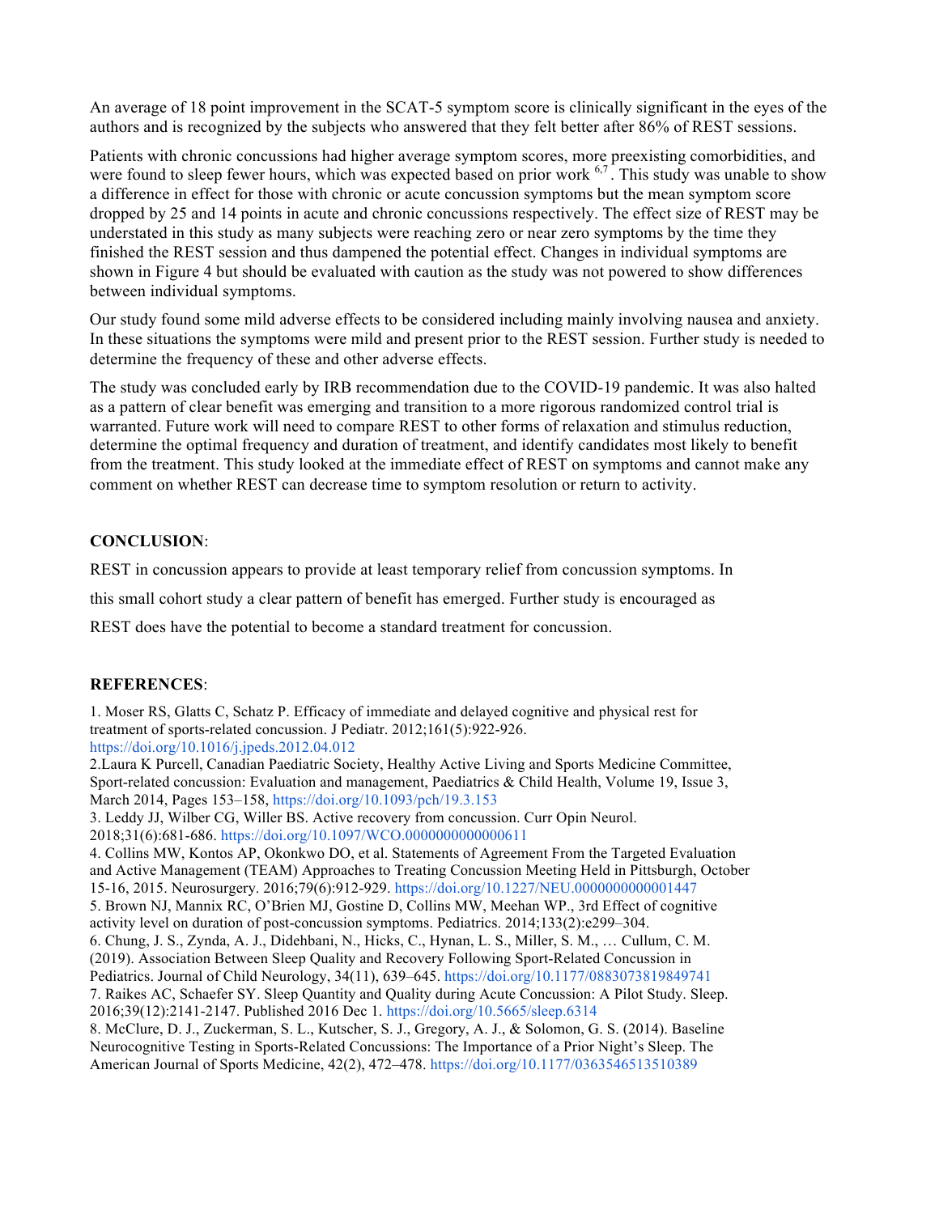An average of 18 point improvement in the SCAT-5 symptom score is clinically significant in the eyes of the authors and is recognized by the subjects who answered that they felt better after 86% of REST sessions.

Patients with chronic concussions had higher average symptom scores, more preexisting comorbidities, and were found to sleep fewer hours, which was expected based on prior work [6,7]. This study was unable to show a difference in effect for those with chronic or acute concussion symptoms but the mean symptom score dropped by 25 and 14 points in acute and chronic concussions respectively. The effect size of REST may be understated in this study as many subjects were reaching zero or near zero symptoms by the time they finished the REST session and thus dampened the potential effect. Changes in individual symptoms are shown in Figure 4 but should be evaluated with caution as the study was not powered to show differences between individual symptoms.

Our study found some mild adverse effects to be considered including mainly involving nausea and anxiety. In these situations the symptoms were mild and present prior to the REST session. Further study is needed to determine the frequency of these and other adverse effects.

The study was concluded early by IRB recommendation due to the COVID-19 pandemic. It was also halted as a pattern of clear benefit was emerging and transition to a more rigorous randomized control trial is warranted. Future work will need to compare REST to other forms of relaxation and stimulus reduction, determine the optimal frequency and duration of treatment, and identify candidates most likely to benefit from the treatment. This study looked at the immediate effect of REST on symptoms and cannot make any comment on whether REST can decrease time to symptom resolution or return to activity.

**CONCLUSION**:

REST in concussion appears to provide at least temporary relief from concussion symptoms. In this small cohort study a clear pattern of benefit has emerged. Further study is encouraged as REST does have the potential to become a standard treatment for concussion.

**REFERENCES**:

1. Moser RS, Glatts C, Schatz P. Efficacy of immediate and delayed cognitive and physical rest for treatment of sports-related concussion. J Pediatr. 2012;161(5):922-926. https://doi.org/10.1016/j.jpeds.2012.04.012
2. Laura K Purcell, Canadian Paediatric Society, Healthy Active Living and Sports Medicine Committee, Sport-related concussion: Evaluation and management, Paediatrics & Child Health, Volume 19, Issue 3, March 2014, Pages 153–158, https://doi.org/10.1093/pch/19.3.153
3. Leddy JJ, Wilber CG, Willer BS. Active recovery from concussion. Curr Opin Neurol. 2018;31(6):681-686. https://doi.org/10.1097/WCO.0000000000000611
4. Collins MW, Kontos AP, Okonkwo DO, et al. Statements of Agreement From the Targeted Evaluation and Active Management (TEAM) Approaches to Treating Concussion Meeting Held in Pittsburgh, October 15-16, 2015. Neurosurgery. 2016;79(6):912-929. https://doi.org/10.1227/NEU.0000000000001447
5. Brown NJ, Mannix RC, O'Brien MJ, Gostine D, Collins MW, Meehan WP., 3rd Effect of cognitive activity level on duration of post-concussion symptoms. Pediatrics. 2014;133(2):e299–304.
6. Chung, J. S., Zynda, A. J., Didehbani, N., Hicks, C., Hynan, L. S., Miller, S. M., … Cullum, C. M. (2019). Association Between Sleep Quality and Recovery Following Sport-Related Concussion in Pediatrics. Journal of Child Neurology, 34(11), 639–645. https://doi.org/10.1177/0883073819849741
7. Raikes AC, Schaefer SY. Sleep Quantity and Quality during Acute Concussion: A Pilot Study. Sleep. 2016;39(12):2141-2147. Published 2016 Dec 1. https://doi.org/10.5665/sleep.6314
8. McClure, D. J., Zuckerman, S. L., Kutscher, S. J., Gregory, A. J., & Solomon, G. S. (2014). Baseline Neurocognitive Testing in Sports-Related Concussions: The Importance of a Prior Night's Sleep. The American Journal of Sports Medicine, 42(2), 472–478. https://doi.org/10.1177/0363546513510389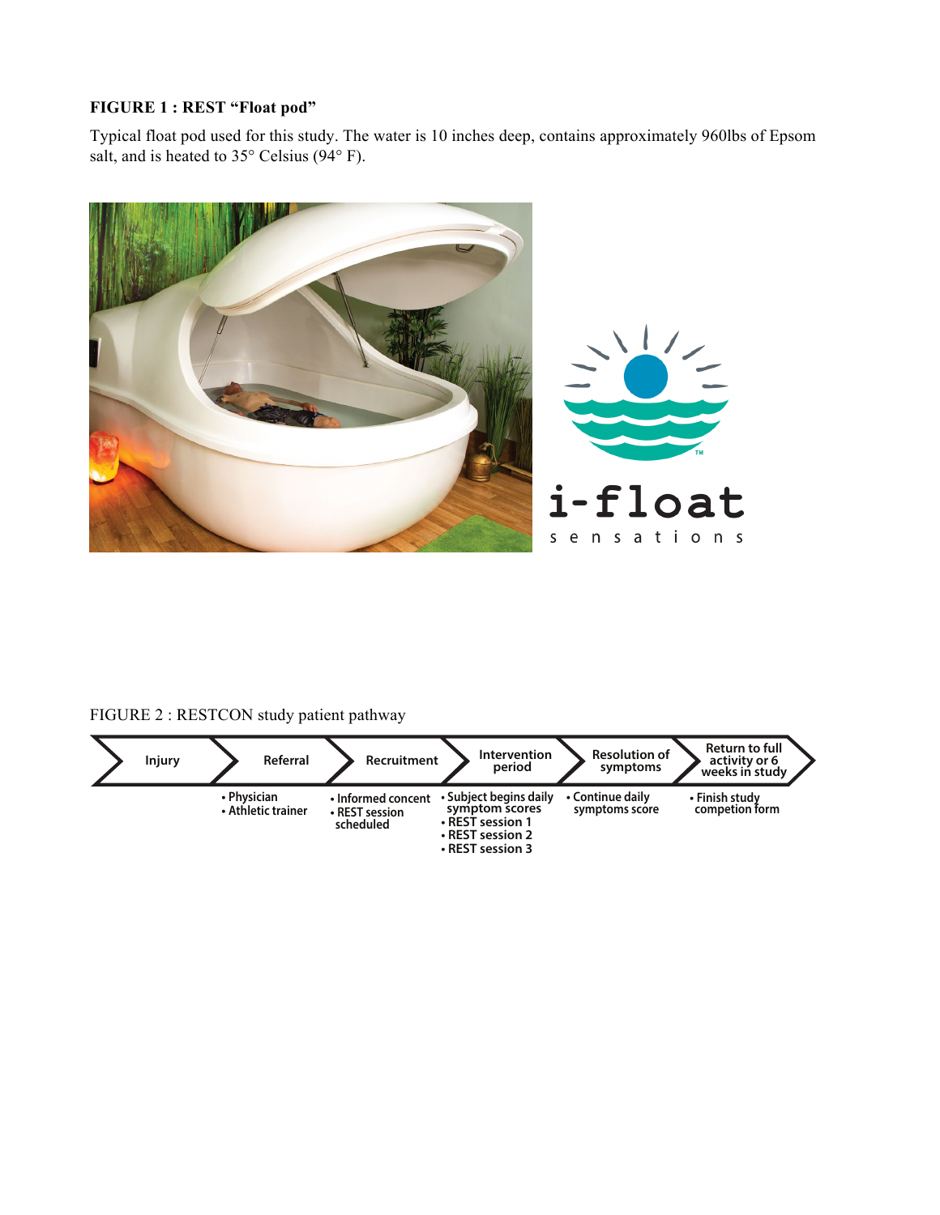**FIGURE 1 : REST "Float pod"**

Typical float pod used for this study. The water is 10 inches deep, contains approximately 960lbs of Epsom salt, and is heated to 35° Celsius (94° F).

FIGURE 2 : RESTCON study patient pathway

| Injury | Referral | Recruitment | Intervention period | Resolution of symptoms | Return to full activity or 6 weeks in study |
| --- | --- | --- | --- | --- | --- |
| | • Physician<br>• Athletic trainer | • Informed concent<br>• REST session scheduled | • Subject begins daily symptom scores<br>• REST session 1<br>• REST session 2<br>• REST session 3 | • Continue daily symptoms score | • Finish study competion form |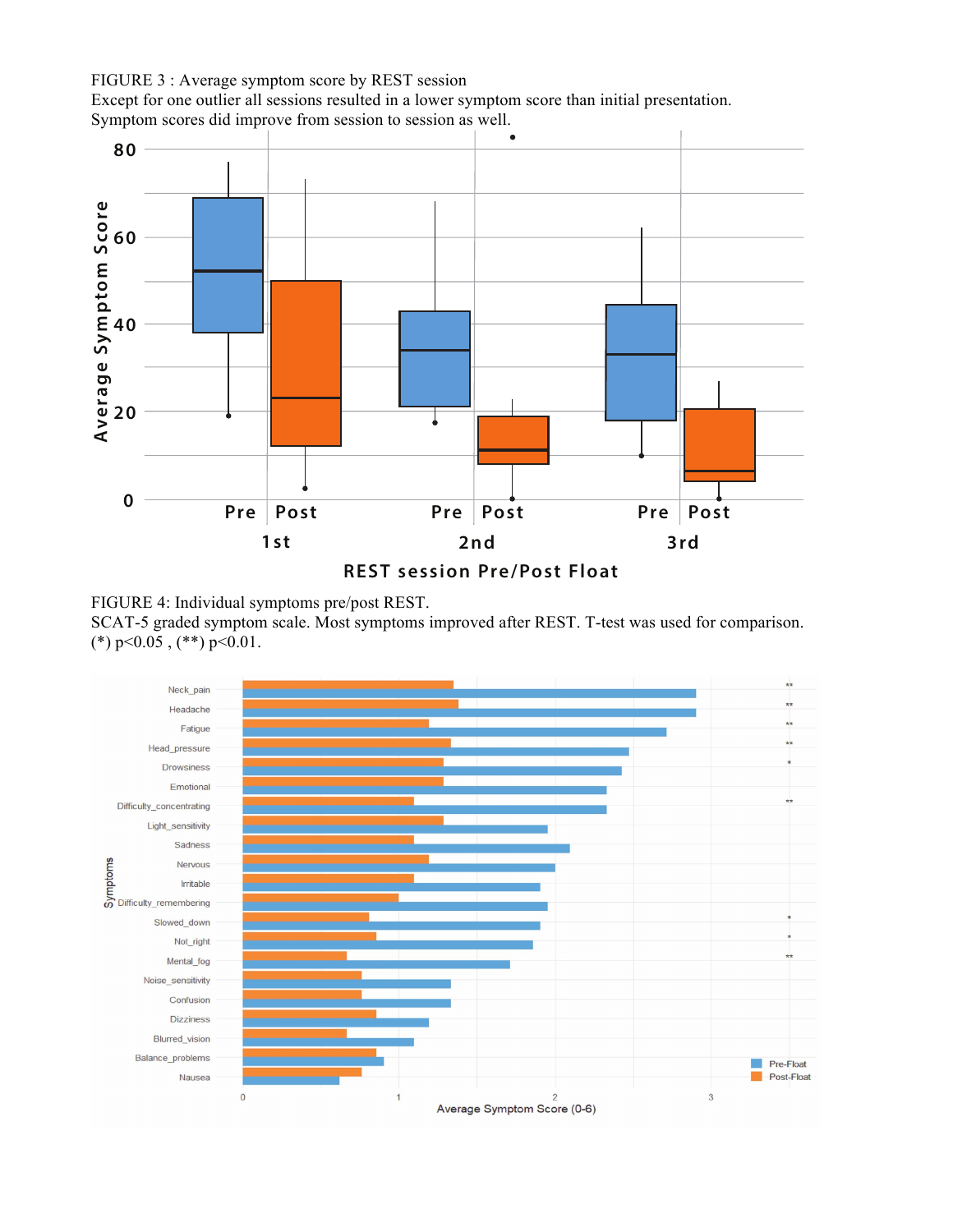FIGURE 3 : Average symptom score by REST session

Except for one outlier all sessions resulted in a lower symptom score than initial presentation. Symptom scores did improve from session to session as well.

FIGURE 4: Individual symptoms pre/post REST.

SCAT-5 graded symptom scale. Most symptoms improved after REST. T-test was used for comparison. (*) $p<0.05$ , (**) $p<0.01$.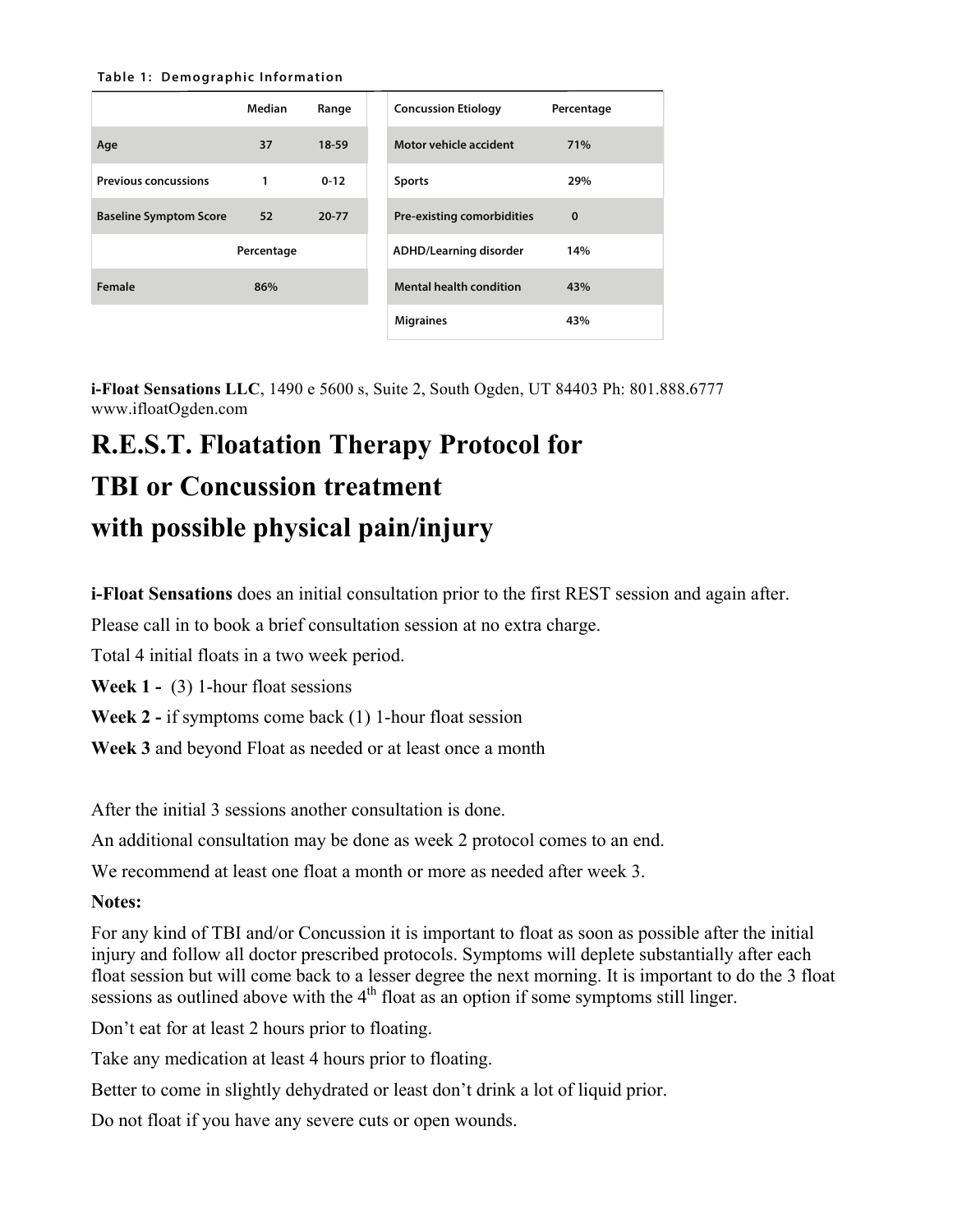**Table 1: Demographic Information**

| | Median | Range |
|---|---|---|
| Age | 37 | 18-59 |
| Previous concussions | 1 | 0-12 |
| Baseline Symptom Score | 52 | 20-77 |
| | Percentage | |
| Female | 86% | |

| Concussion Etiology | Percentage |
|---|---|
| Motor vehicle accident | 71% |
| Sports | 29% |
| Pre-existing comorbidities | 0 |
| ADHD/Learning disorder | 14% |
| Mental health condition | 43% |
| Migraines | 43% |

**i-Float Sensations LLC**, 1490 e 5600 s, Suite 2, South Ogden, UT 84403 Ph: 801.888.6777
www.ifloatOgden.com

# R.E.S.T. Floatation Therapy Protocol for TBI or Concussion treatment with possible physical pain/injury

**i-Float Sensations** does an initial consultation prior to the first REST session and again after.

Please call in to book a brief consultation session at no extra charge.

Total 4 initial floats in a two week period.

**Week 1 -** (3) 1-hour float sessions

**Week 2 -** if symptoms come back (1) 1-hour float session

**Week 3** and beyond Float as needed or at least once a month

After the initial 3 sessions another consultation is done.

An additional consultation may be done as week 2 protocol comes to an end.

We recommend at least one float a month or more as needed after week 3.

**Notes:**

For any kind of TBI and/or Concussion it is important to float as soon as possible after the initial injury and follow all doctor prescribed protocols. Symptoms will deplete substantially after each float session but will come back to a lesser degree the next morning. It is important to do the 3 float sessions as outlined above with the 4th float as an option if some symptoms still linger.

Don't eat for at least 2 hours prior to floating.

Take any medication at least 4 hours prior to floating.

Better to come in slightly dehydrated or least don't drink a lot of liquid prior.

Do not float if you have any severe cuts or open wounds.